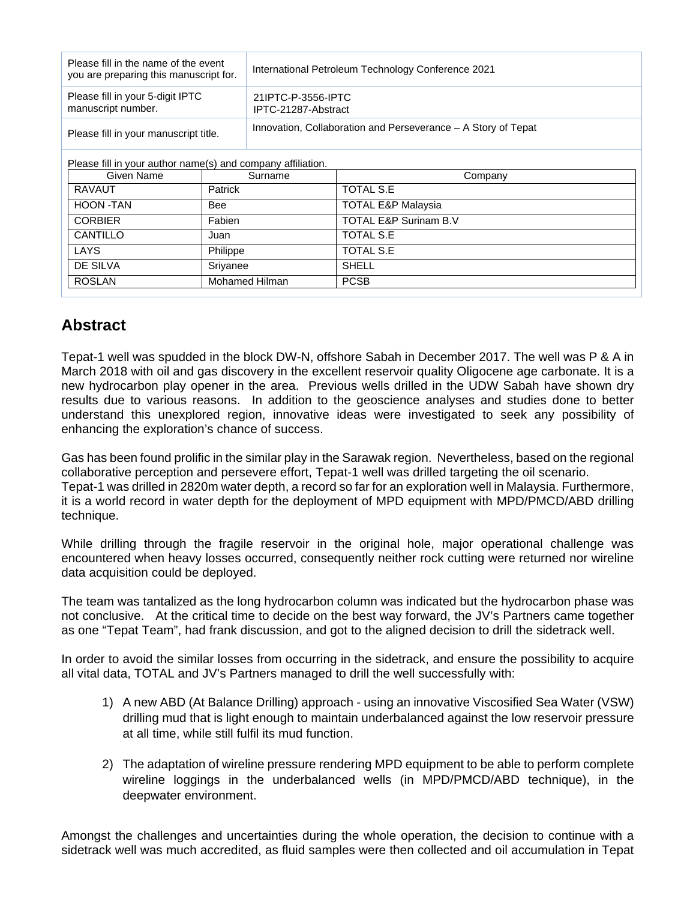| Please fill in the name of the event you are preparing this manuscript for. | International Petroleum Technology Conference 2021 |
|---|---|
| Please fill in your 5-digit IPTC manuscript number. | 21IPTC-P-3556-IPTC<br>IPTC-21287-Abstract |
| Please fill in your manuscript title. | Innovation, Collaboration and Perseverance – A Story of Tepat |

Please fill in your author name(s) and company affiliation.

| Given Name | Surname | Company |
|---|---|---|
| RAVAUT | Patrick | TOTAL S.E |
| HOON -TAN | Bee | TOTAL E&P Malaysia |
| CORBIER | Fabien | TOTAL E&P Surinam B.V |
| CANTILLO | Juan | TOTAL S.E |
| LAYS | Philippe | TOTAL S.E |
| DE SILVA | Sriyanee | SHELL |
| ROSLAN | Mohamed Hilman | PCSB |

## Abstract

Tepat-1 well was spudded in the block DW-N, offshore Sabah in December 2017. The well was P & A in March 2018 with oil and gas discovery in the excellent reservoir quality Oligocene age carbonate. It is a new hydrocarbon play opener in the area. Previous wells drilled in the UDW Sabah have shown dry results due to various reasons. In addition to the geoscience analyses and studies done to better understand this unexplored region, innovative ideas were investigated to seek any possibility of enhancing the exploration's chance of success.

Gas has been found prolific in the similar play in the Sarawak region. Nevertheless, based on the regional collaborative perception and persevere effort, Tepat-1 well was drilled targeting the oil scenario.
Tepat-1 was drilled in 2820m water depth, a record so far for an exploration well in Malaysia. Furthermore, it is a world record in water depth for the deployment of MPD equipment with MPD/PMCD/ABD drilling technique.

While drilling through the fragile reservoir in the original hole, major operational challenge was encountered when heavy losses occurred, consequently neither rock cutting were returned nor wireline data acquisition could be deployed.

The team was tantalized as the long hydrocarbon column was indicated but the hydrocarbon phase was not conclusive. At the critical time to decide on the best way forward, the JV's Partners came together as one "Tepat Team", had frank discussion, and got to the aligned decision to drill the sidetrack well.

In order to avoid the similar losses from occurring in the sidetrack, and ensure the possibility to acquire all vital data, TOTAL and JV's Partners managed to drill the well successfully with:

1) A new ABD (At Balance Drilling) approach - using an innovative Viscosified Sea Water (VSW) drilling mud that is light enough to maintain underbalanced against the low reservoir pressure at all time, while still fulfil its mud function.

2) The adaptation of wireline pressure rendering MPD equipment to be able to perform complete wireline loggings in the underbalanced wells (in MPD/PMCD/ABD technique), in the deepwater environment.

Amongst the challenges and uncertainties during the whole operation, the decision to continue with a sidetrack well was much accredited, as fluid samples were then collected and oil accumulation in Tepat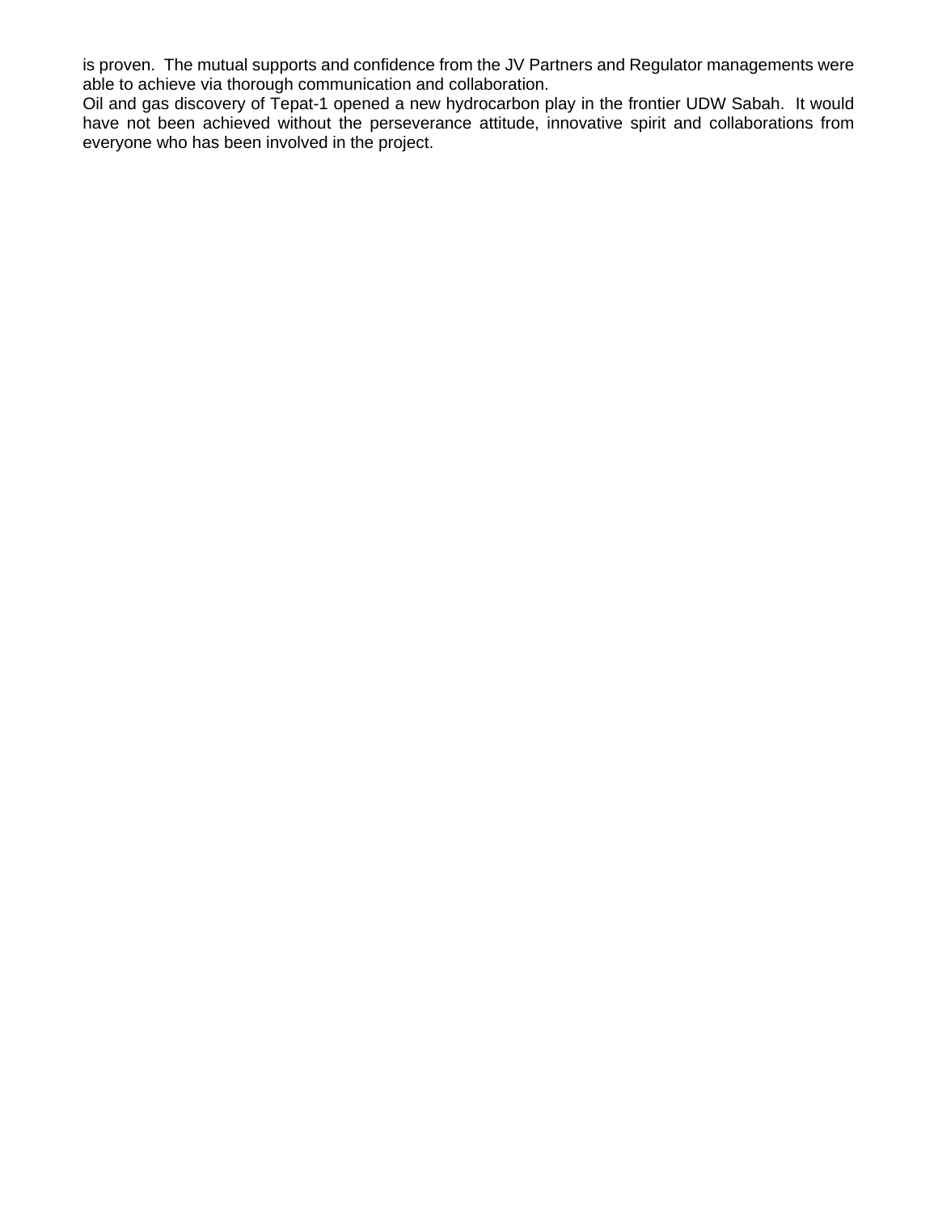is proven. The mutual supports and confidence from the JV Partners and Regulator managements were able to achieve via thorough communication and collaboration.

Oil and gas discovery of Tepat-1 opened a new hydrocarbon play in the frontier UDW Sabah. It would have not been achieved without the perseverance attitude, innovative spirit and collaborations from everyone who has been involved in the project.